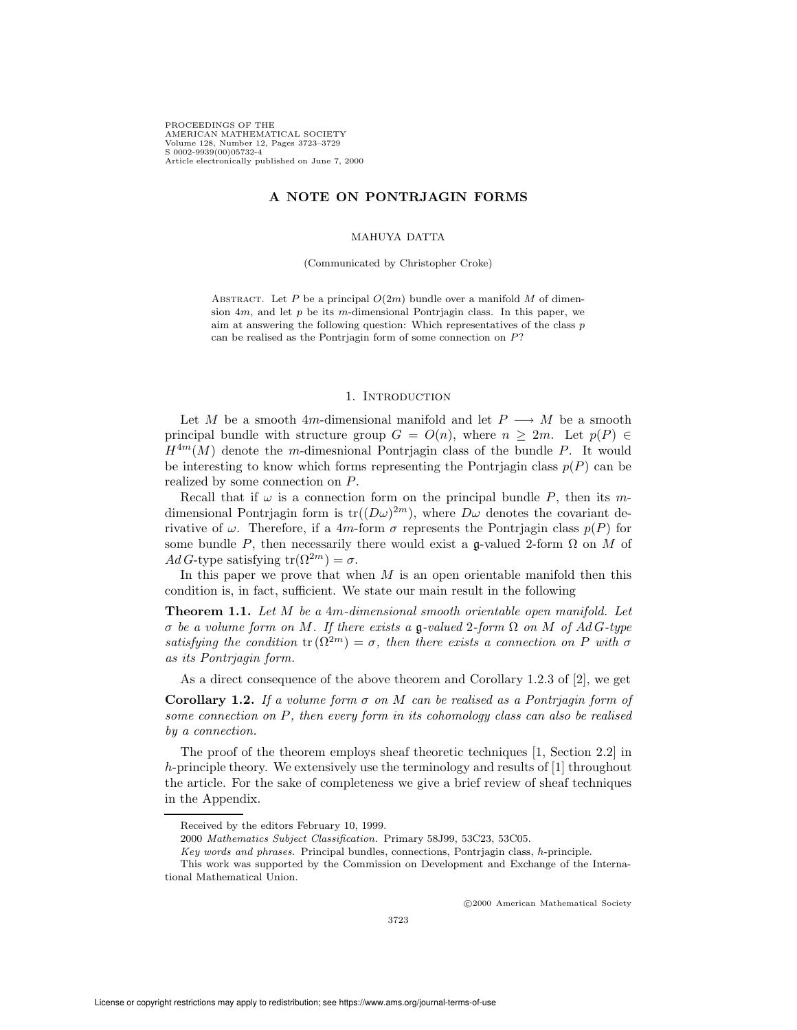# A NOTE ON PONTRJAGIN FORMS

MAHUYA DATTA

(Communicated by Christopher Croke)

ABSTRACT. Let $P$ be a principal $O(2m)$ bundle over a manifold $M$ of dimension $4m$, and let $p$ be its $m$-dimensional Pontrjagin class. In this paper, we aim at answering the following question: Which representatives of the class $p$ can be realised as the Pontrjagin form of some connection on $P$?

## 1. Introduction

Let $M$ be a smooth $4m$-dimensional manifold and let $P \longrightarrow M$ be a smooth principal bundle with structure group $G = O(n)$, where $n \geq 2m$. Let $p(P) \in H^{4m}(M)$ denote the $m$-dimesnional Pontrjagin class of the bundle $P$. It would be interesting to know which forms representing the Pontrjagin class $p(P)$ can be realized by some connection on $P$.

Recall that if $\omega$ is a connection form on the principal bundle $P$, then its $m$-dimensional Pontrjagin form is $\operatorname{tr}((D\omega)^{2m})$, where $D\omega$ denotes the covariant derivative of $\omega$. Therefore, if a $4m$-form $\sigma$ represents the Pontrjagin class $p(P)$ for some bundle $P$, then necessarily there would exist a $\mathfrak{g}$-valued 2-form $\Omega$ on $M$ of $Ad\,G$-type satisfying $\operatorname{tr}(\Omega^{2m}) = \sigma$.

In this paper we prove that when $M$ is an open orientable manifold then this condition is, in fact, sufficient. We state our main result in the following

**Theorem 1.1.** *Let $M$ be a $4m$-dimensional smooth orientable open manifold. Let $\sigma$ be a volume form on $M$. If there exists a $\mathfrak{g}$-valued 2-form $\Omega$ on $M$ of $Ad\,G$-type satisfying the condition $\operatorname{tr}(\Omega^{2m}) = \sigma$, then there exists a connection on $P$ with $\sigma$ as its Pontrjagin form.*

As a direct consequence of the above theorem and Corollary 1.2.3 of [2], we get

**Corollary 1.2.** *If a volume form $\sigma$ on $M$ can be realised as a Pontrjagin form of some connection on $P$, then every form in its cohomology class can also be realised by a connection.*

The proof of the theorem employs sheaf theoretic techniques [1, Section 2.2] in $h$-principle theory. We extensively use the terminology and results of [1] throughout the article. For the sake of completeness we give a brief review of sheaf techniques in the Appendix.

---

Received by the editors February 10, 1999.

2000 *Mathematics Subject Classification.* Primary 58J99, 53C23, 53C05.

*Key words and phrases.* Principal bundles, connections, Pontrjagin class, $h$-principle.

This work was supported by the Commission on Development and Exchange of the International Mathematical Union.

©2000 American Mathematical Society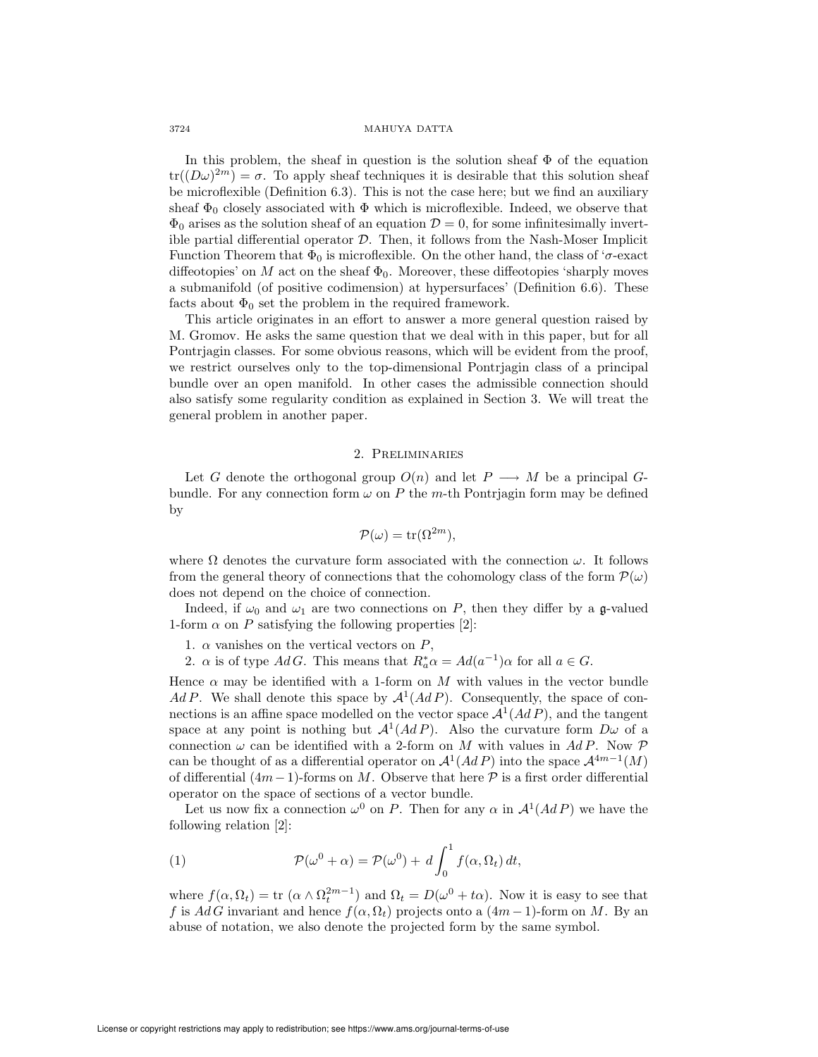In this problem, the sheaf in question is the solution sheaf $\Phi$ of the equation $\mathrm{tr}((D\omega)^{2m}) = \sigma$. To apply sheaf techniques it is desirable that this solution sheaf be microflexible (Definition 6.3). This is not the case here; but we find an auxiliary sheaf $\Phi_0$ closely associated with $\Phi$ which is microflexible. Indeed, we observe that $\Phi_0$ arises as the solution sheaf of an equation $\mathcal{D} = 0$, for some infinitesimally invertible partial differential operator $\mathcal{D}$. Then, it follows from the Nash-Moser Implicit Function Theorem that $\Phi_0$ is microflexible. On the other hand, the class of '$\sigma$-exact diffeotopies' on $M$ act on the sheaf $\Phi_0$. Moreover, these diffeotopies 'sharply moves a submanifold (of positive codimension) at hypersurfaces' (Definition 6.6). These facts about $\Phi_0$ set the problem in the required framework.

This article originates in an effort to answer a more general question raised by M. Gromov. He asks the same question that we deal with in this paper, but for all Pontrjagin classes. For some obvious reasons, which will be evident from the proof, we restrict ourselves only to the top-dimensional Pontrjagin class of a principal bundle over an open manifold. In other cases the admissible connection should also satisfy some regularity condition as explained in Section 3. We will treat the general problem in another paper.

## 2. Preliminaries

Let $G$ denote the orthogonal group $O(n)$ and let $P \longrightarrow M$ be a principal $G$-bundle. For any connection form $\omega$ on $P$ the $m$-th Pontrjagin form may be defined by

$$\mathcal{P}(\omega) = \mathrm{tr}(\Omega^{2m}),$$

where $\Omega$ denotes the curvature form associated with the connection $\omega$. It follows from the general theory of connections that the cohomology class of the form $\mathcal{P}(\omega)$ does not depend on the choice of connection.

Indeed, if $\omega_0$ and $\omega_1$ are two connections on $P$, then they differ by a $\mathfrak{g}$-valued 1-form $\alpha$ on $P$ satisfying the following properties [2]:

1. $\alpha$ vanishes on the vertical vectors on $P$,
2. $\alpha$ is of type $Ad\,G$. This means that $R_a^*\alpha = Ad(a^{-1})\alpha$ for all $a \in G$.

Hence $\alpha$ may be identified with a 1-form on $M$ with values in the vector bundle $Ad\,P$. We shall denote this space by $\mathcal{A}^1(Ad\,P)$. Consequently, the space of connections is an affine space modelled on the vector space $\mathcal{A}^1(Ad\,P)$, and the tangent space at any point is nothing but $\mathcal{A}^1(Ad\,P)$. Also the curvature form $D\omega$ of a connection $\omega$ can be identified with a 2-form on $M$ with values in $Ad\,P$. Now $\mathcal{P}$ can be thought of as a differential operator on $\mathcal{A}^1(Ad\,P)$ into the space $\mathcal{A}^{4m-1}(M)$ of differential $(4m-1)$-forms on $M$. Observe that here $\mathcal{P}$ is a first order differential operator on the space of sections of a vector bundle.

Let us now fix a connection $\omega^0$ on $P$. Then for any $\alpha$ in $\mathcal{A}^1(Ad\,P)$ we have the following relation [2]:

$$\mathcal{P}(\omega^0 + \alpha) = \mathcal{P}(\omega^0) + d\int_0^1 f(\alpha, \Omega_t)\,dt, \tag{1}$$

where $f(\alpha, \Omega_t) = \mathrm{tr}\,(\alpha \wedge \Omega_t^{2m-1})$ and $\Omega_t = D(\omega^0 + t\alpha)$. Now it is easy to see that $f$ is $Ad\,G$ invariant and hence $f(\alpha, \Omega_t)$ projects onto a $(4m-1)$-form on $M$. By an abuse of notation, we also denote the projected form by the same symbol.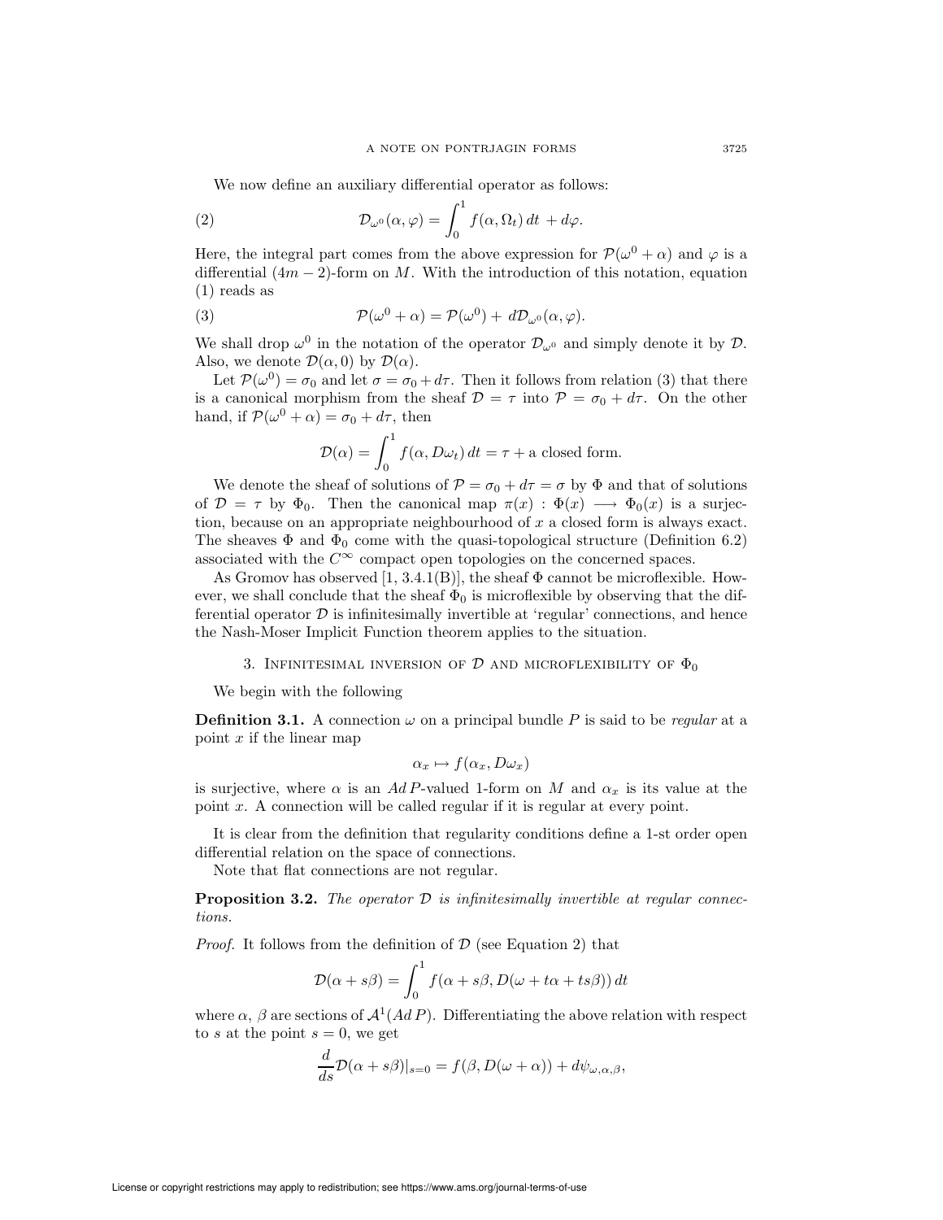We now define an auxiliary differential operator as follows:

$$\mathcal{D}_{\omega^0}(\alpha, \varphi) = \int_0^1 f(\alpha, \Omega_t)\, dt \, + d\varphi. \tag{2}$$

Here, the integral part comes from the above expression for $\mathcal{P}(\omega^0 + \alpha)$ and $\varphi$ is a differential $(4m-2)$-form on $M$. With the introduction of this notation, equation (1) reads as

$$\mathcal{P}(\omega^0 + \alpha) = \mathcal{P}(\omega^0) + \, d\mathcal{D}_{\omega^0}(\alpha, \varphi). \tag{3}$$

We shall drop $\omega^0$ in the notation of the operator $\mathcal{D}_{\omega^0}$ and simply denote it by $\mathcal{D}$. Also, we denote $\mathcal{D}(\alpha, 0)$ by $\mathcal{D}(\alpha)$.

Let $\mathcal{P}(\omega^0) = \sigma_0$ and let $\sigma = \sigma_0 + d\tau$. Then it follows from relation (3) that there is a canonical morphism from the sheaf $\mathcal{D} = \tau$ into $\mathcal{P} = \sigma_0 + d\tau$. On the other hand, if $\mathcal{P}(\omega^0 + \alpha) = \sigma_0 + d\tau$, then

$$\mathcal{D}(\alpha) = \int_0^1 f(\alpha, D\omega_t)\, dt = \tau + \text{a closed form}.$$

We denote the sheaf of solutions of $\mathcal{P} = \sigma_0 + d\tau = \sigma$ by $\Phi$ and that of solutions of $\mathcal{D} = \tau$ by $\Phi_0$. Then the canonical map $\pi(x) : \Phi(x) \longrightarrow \Phi_0(x)$ is a surjection, because on an appropriate neighbourhood of $x$ a closed form is always exact. The sheaves $\Phi$ and $\Phi_0$ come with the quasi-topological structure (Definition 6.2) associated with the $C^\infty$ compact open topologies on the concerned spaces.

As Gromov has observed [1, 3.4.1(B)], the sheaf $\Phi$ cannot be microflexible. However, we shall conclude that the sheaf $\Phi_0$ is microflexible by observing that the differential operator $\mathcal{D}$ is infinitesimally invertible at 'regular' connections, and hence the Nash-Moser Implicit Function theorem applies to the situation.

## 3. Infinitesimal inversion of $\mathcal{D}$ and microflexibility of $\Phi_0$

We begin with the following

**Definition 3.1.** A connection $\omega$ on a principal bundle $P$ is said to be *regular* at a point $x$ if the linear map

$$\alpha_x \mapsto f(\alpha_x, D\omega_x)$$

is surjective, where $\alpha$ is an $Ad\,P$-valued 1-form on $M$ and $\alpha_x$ is its value at the point $x$. A connection will be called regular if it is regular at every point.

It is clear from the definition that regularity conditions define a 1-st order open differential relation on the space of connections.

Note that flat connections are not regular.

**Proposition 3.2.** *The operator $\mathcal{D}$ is infinitesimally invertible at regular connections.*

*Proof.* It follows from the definition of $\mathcal{D}$ (see Equation 2) that

$$\mathcal{D}(\alpha + s\beta) = \int_0^1 f(\alpha + s\beta, D(\omega + t\alpha + ts\beta))\, dt$$

where $\alpha$, $\beta$ are sections of $\mathcal{A}^1(Ad\,P)$. Differentiating the above relation with respect to $s$ at the point $s = 0$, we get

$$\frac{d}{ds}\mathcal{D}(\alpha + s\beta)|_{s=0} = f(\beta, D(\omega + \alpha)) + d\psi_{\omega,\alpha,\beta},$$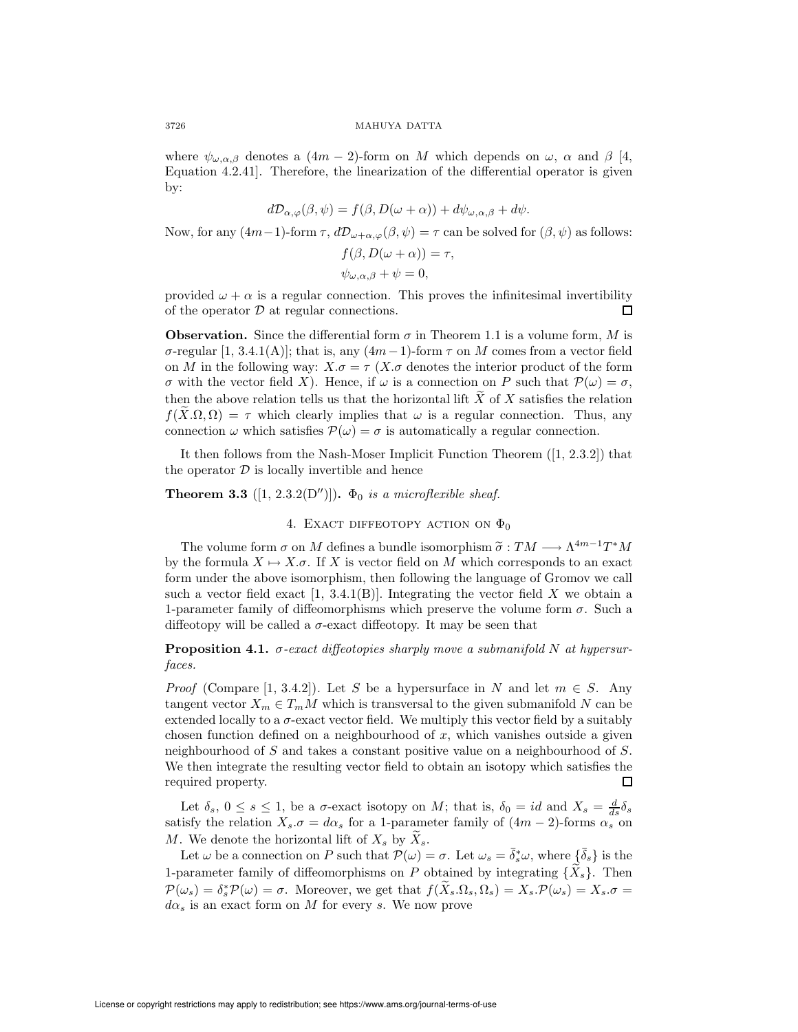where $\psi_{\omega,\alpha,\beta}$ denotes a $(4m-2)$-form on $M$ which depends on $\omega$, $\alpha$ and $\beta$ [4, Equation 4.2.41]. Therefore, the linearization of the differential operator is given by:

$$d\mathcal{D}_{\alpha,\varphi}(\beta,\psi) = f(\beta, D(\omega+\alpha)) + d\psi_{\omega,\alpha,\beta} + d\psi.$$

Now, for any $(4m-1)$-form $\tau$, $d\mathcal{D}_{\omega+\alpha,\varphi}(\beta,\psi) = \tau$ can be solved for $(\beta,\psi)$ as follows:

$$f(\beta, D(\omega+\alpha)) = \tau,$$
$$\psi_{\omega,\alpha,\beta} + \psi = 0,$$

provided $\omega+\alpha$ is a regular connection. This proves the infinitesimal invertibility of the operator $\mathcal{D}$ at regular connections. □

**Observation.** Since the differential form $\sigma$ in Theorem 1.1 is a volume form, $M$ is $\sigma$-regular [1, 3.4.1(A)]; that is, any $(4m-1)$-form $\tau$ on $M$ comes from a vector field on $M$ in the following way: $X.\sigma = \tau$ ($X.\sigma$ denotes the interior product of the form $\sigma$ with the vector field $X$). Hence, if $\omega$ is a connection on $P$ such that $\mathcal{P}(\omega) = \sigma$, then the above relation tells us that the horizontal lift $\widetilde{X}$ of $X$ satisfies the relation $f(\widetilde{X}.\Omega, \Omega) = \tau$ which clearly implies that $\omega$ is a regular connection. Thus, any connection $\omega$ which satisfies $\mathcal{P}(\omega) = \sigma$ is automatically a regular connection.

It then follows from the Nash-Moser Implicit Function Theorem ([1, 2.3.2]) that the operator $\mathcal{D}$ is locally invertible and hence

**Theorem 3.3** ([1, 2.3.2(D$''$)]). *$\Phi_0$ is a microflexible sheaf.*

## 4. Exact diffeotopy action on $\Phi_0$

The volume form $\sigma$ on $M$ defines a bundle isomorphism $\widetilde{\sigma} : TM \longrightarrow \Lambda^{4m-1}T^*M$ by the formula $X \mapsto X.\sigma$. If $X$ is vector field on $M$ which corresponds to an exact form under the above isomorphism, then following the language of Gromov we call such a vector field exact [1, 3.4.1(B)]. Integrating the vector field $X$ we obtain a 1-parameter family of diffeomorphisms which preserve the volume form $\sigma$. Such a diffeotopy will be called a $\sigma$-exact diffeotopy. It may be seen that

**Proposition 4.1.** *$\sigma$-exact diffeotopies sharply move a submanifold $N$ at hypersurfaces.*

*Proof* (Compare [1, 3.4.2]). Let $S$ be a hypersurface in $N$ and let $m \in S$. Any tangent vector $X_m \in T_mM$ which is transversal to the given submanifold $N$ can be extended locally to a $\sigma$-exact vector field. We multiply this vector field by a suitably chosen function defined on a neighbourhood of $x$, which vanishes outside a given neighbourhood of $S$ and takes a constant positive value on a neighbourhood of $S$. We then integrate the resulting vector field to obtain an isotopy which satisfies the required property. □

Let $\delta_s$, $0 \leq s \leq 1$, be a $\sigma$-exact isotopy on $M$; that is, $\delta_0 = id$ and $X_s = \frac{d}{ds}\delta_s$ satisfy the relation $X_s.\sigma = d\alpha_s$ for a 1-parameter family of $(4m-2)$-forms $\alpha_s$ on $M$. We denote the horizontal lift of $X_s$ by $\widetilde{X}_s$.

Let $\omega$ be a connection on $P$ such that $\mathcal{P}(\omega) = \sigma$. Let $\omega_s = \bar{\delta}_s^*\omega$, where $\{\bar{\delta}_s\}$ is the 1-parameter family of diffeomorphisms on $P$ obtained by integrating $\{\widetilde{X}_s\}$. Then $\mathcal{P}(\omega_s) = \delta_s^*\mathcal{P}(\omega) = \sigma$. Moreover, we get that $f(\widetilde{X}_s.\Omega_s, \Omega_s) = X_s.\mathcal{P}(\omega_s) = X_s.\sigma = d\alpha_s$ is an exact form on $M$ for every $s$. We now prove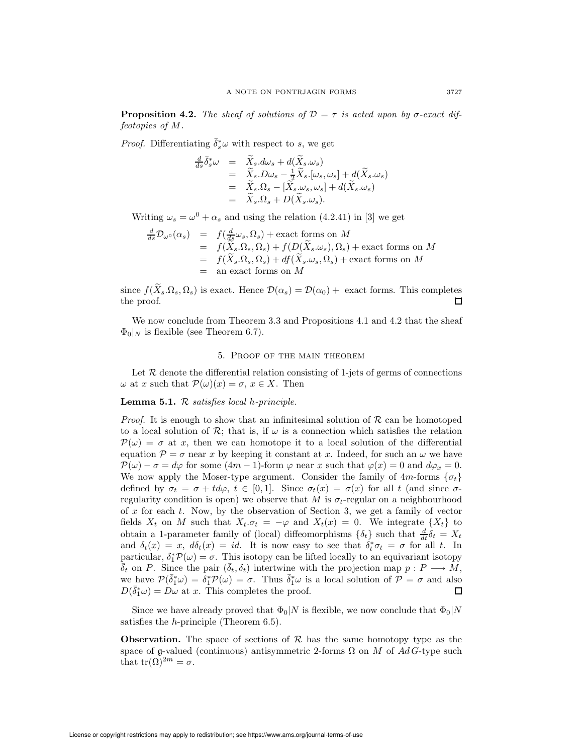**Proposition 4.2.** *The sheaf of solutions of $\mathcal{D} = \tau$ is acted upon by $\sigma$-exact diffeotopies of $M$.*

*Proof.* Differentiating $\bar{\delta}_s^*\omega$ with respect to $s$, we get

$$
\begin{aligned}
\tfrac{d}{ds}\bar{\delta}_s^*\omega &= \widetilde{X}_s.d\omega_s + d(\widetilde{X}_s.\omega_s) \\
&= \widetilde{X}_s.D\omega_s - \tfrac{1}{2}\widetilde{X}_s.[\omega_s,\omega_s] + d(\widetilde{X}_s.\omega_s) \\
&= \widetilde{X}_s.\Omega_s - [\widetilde{X}_s.\omega_s,\omega_s] + d(\widetilde{X}_s.\omega_s) \\
&= \widetilde{X}_s.\Omega_s + D(\widetilde{X}_s.\omega_s).
\end{aligned}
$$

Writing $\omega_s = \omega^0 + \alpha_s$ and using the relation (4.2.41) in [3] we get

$$
\begin{aligned}
\tfrac{d}{ds}\mathcal{D}_{\omega^0}(\alpha_s) &= f(\tfrac{d}{ds}\omega_s,\Omega_s) + \text{exact forms on } M \\
&= f(\widetilde{X}_s.\Omega_s,\Omega_s) + f(D(\widetilde{X}_s.\omega_s),\Omega_s) + \text{exact forms on } M \\
&= f(\widetilde{X}_s.\Omega_s,\Omega_s) + df(\widetilde{X}_s.\omega_s,\Omega_s) + \text{exact forms on } M \\
&= \text{an exact forms on } M
\end{aligned}
$$

since $f(\widetilde{X}_s.\Omega_s,\Omega_s)$ is exact. Hence $\mathcal{D}(\alpha_s) = \mathcal{D}(\alpha_0) +$ exact forms. This completes the proof. □

We now conclude from Theorem 3.3 and Propositions 4.1 and 4.2 that the sheaf $\Phi_0|_N$ is flexible (see Theorem 6.7).

## 5. Proof of the main theorem

Let $\mathcal{R}$ denote the differential relation consisting of 1-jets of germs of connections $\omega$ at $x$ such that $\mathcal{P}(\omega)(x) = \sigma$, $x \in X$. Then

**Lemma 5.1.** *$\mathcal{R}$ satisfies local h-principle.*

*Proof.* It is enough to show that an infinitesimal solution of $\mathcal{R}$ can be homotoped to a local solution of $\mathcal{R}$; that is, if $\omega$ is a connection which satisfies the relation $\mathcal{P}(\omega) = \sigma$ at $x$, then we can homotope it to a local solution of the differential equation $\mathcal{P} = \sigma$ near $x$ by keeping it constant at $x$. Indeed, for such an $\omega$ we have $\mathcal{P}(\omega) - \sigma = d\varphi$ for some $(4m-1)$-form $\varphi$ near $x$ such that $\varphi(x) = 0$ and $d\varphi_x = 0$. We now apply the Moser-type argument. Consider the family of $4m$-forms $\{\sigma_t\}$ defined by $\sigma_t = \sigma + td\varphi$, $t \in [0,1]$. Since $\sigma_t(x) = \sigma(x)$ for all $t$ (and since $\sigma$-regularity condition is open) we observe that $M$ is $\sigma_t$-regular on a neighbourhood of $x$ for each $t$. Now, by the observation of Section 3, we get a family of vector fields $X_t$ on $M$ such that $X_t.\sigma_t = -\varphi$ and $X_t(x) = 0$. We integrate $\{X_t\}$ to obtain a 1-parameter family of (local) diffeomorphisms $\{\delta_t\}$ such that $\frac{d}{dt}\delta_t = X_t$ and $\delta_t(x) = x$, $d\delta_t(x) = id$. It is now easy to see that $\delta_t^*\sigma_t = \sigma$ for all $t$. In particular, $\delta_1^*\mathcal{P}(\omega) = \sigma$. This isotopy can be lifted locally to an equivariant isotopy $\bar{\delta}_t$ on $P$. Since the pair $(\bar{\delta}_t,\delta_t)$ intertwine with the projection map $p : P \longrightarrow M$, we have $\mathcal{P}(\bar{\delta}_1^*\omega) = \delta_1^*\mathcal{P}(\omega) = \sigma$. Thus $\bar{\delta}_1^*\omega$ is a local solution of $\mathcal{P} = \sigma$ and also $D(\bar{\delta}_1^*\omega) = D\omega$ at $x$. This completes the proof. □

Since we have already proved that $\Phi_0|N$ is flexible, we now conclude that $\Phi_0|N$ satisfies the $h$-principle (Theorem 6.5).

**Observation.** The space of sections of $\mathcal{R}$ has the same homotopy type as the space of $\mathfrak{g}$-valued (continuous) antisymmetric 2-forms $\Omega$ on $M$ of $Ad\,G$-type such that $\mathrm{tr}(\Omega)^{2m} = \sigma$.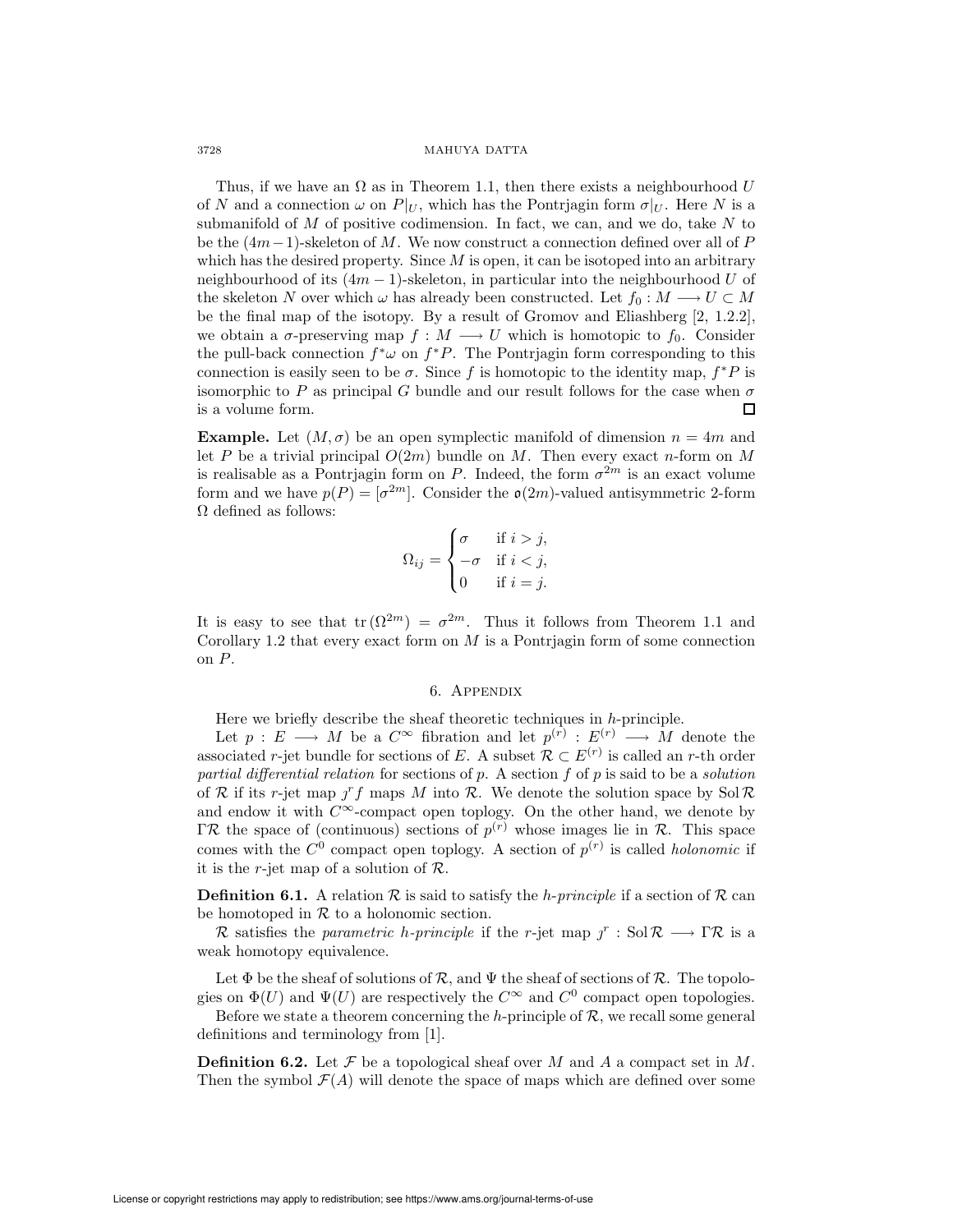Thus, if we have an $\Omega$ as in Theorem 1.1, then there exists a neighbourhood $U$ of $N$ and a connection $\omega$ on $P|_U$, which has the Pontrjagin form $\sigma|_U$. Here $N$ is a submanifold of $M$ of positive codimension. In fact, we can, and we do, take $N$ to be the $(4m-1)$-skeleton of $M$. We now construct a connection defined over all of $P$ which has the desired property. Since $M$ is open, it can be isotoped into an arbitrary neighbourhood of its $(4m-1)$-skeleton, in particular into the neighbourhood $U$ of the skeleton $N$ over which $\omega$ has already been constructed. Let $f_0 : M \longrightarrow U \subset M$ be the final map of the isotopy. By a result of Gromov and Eliashberg [2, 1.2.2], we obtain a $\sigma$-preserving map $f : M \longrightarrow U$ which is homotopic to $f_0$. Consider the pull-back connection $f^*\omega$ on $f^*P$. The Pontrjagin form corresponding to this connection is easily seen to be $\sigma$. Since $f$ is homotopic to the identity map, $f^*P$ is isomorphic to $P$ as principal $G$ bundle and our result follows for the case when $\sigma$ is a volume form. □

**Example.** Let $(M, \sigma)$ be an open symplectic manifold of dimension $n = 4m$ and let $P$ be a trivial principal $O(2m)$ bundle on $M$. Then every exact $n$-form on $M$ is realisable as a Pontrjagin form on $P$. Indeed, the form $\sigma^{2m}$ is an exact volume form and we have $p(P) = [\sigma^{2m}]$. Consider the $\mathfrak{o}(2m)$-valued antisymmetric 2-form $\Omega$ defined as follows:

$$\Omega_{ij} = \begin{cases} \sigma & \text{if } i > j, \\ -\sigma & \text{if } i < j, \\ 0 & \text{if } i = j. \end{cases}$$

It is easy to see that $\operatorname{tr}(\Omega^{2m}) = \sigma^{2m}$. Thus it follows from Theorem 1.1 and Corollary 1.2 that every exact form on $M$ is a Pontrjagin form of some connection on $P$.

## 6. Appendix

Here we briefly describe the sheaf theoretic techniques in $h$-principle.

Let $p : E \longrightarrow M$ be a $C^\infty$ fibration and let $p^{(r)} : E^{(r)} \longrightarrow M$ denote the associated $r$-jet bundle for sections of $E$. A subset $\mathcal{R} \subset E^{(r)}$ is called an $r$-th order *partial differential relation* for sections of $p$. A section $f$ of $p$ is said to be a *solution* of $\mathcal{R}$ if its $r$-jet map $j^r f$ maps $M$ into $\mathcal{R}$. We denote the solution space by $\operatorname{Sol}\mathcal{R}$ and endow it with $C^\infty$-compact open toplogy. On the other hand, we denote by $\Gamma\mathcal{R}$ the space of (continuous) sections of $p^{(r)}$ whose images lie in $\mathcal{R}$. This space comes with the $C^0$ compact open toplogy. A section of $p^{(r)}$ is called *holonomic* if it is the $r$-jet map of a solution of $\mathcal{R}$.

**Definition 6.1.** A relation $\mathcal{R}$ is said to satisfy the *h-principle* if a section of $\mathcal{R}$ can be homotoped in $\mathcal{R}$ to a holonomic section.

$\mathcal{R}$ satisfies the *parametric h-principle* if the $r$-jet map $j^r : \operatorname{Sol}\mathcal{R} \longrightarrow \Gamma\mathcal{R}$ is a weak homotopy equivalence.

Let $\Phi$ be the sheaf of solutions of $\mathcal{R}$, and $\Psi$ the sheaf of sections of $\mathcal{R}$. The topologies on $\Phi(U)$ and $\Psi(U)$ are respectively the $C^\infty$ and $C^0$ compact open topologies.

Before we state a theorem concerning the $h$-principle of $\mathcal{R}$, we recall some general definitions and terminology from [1].

**Definition 6.2.** Let $\mathcal{F}$ be a topological sheaf over $M$ and $A$ a compact set in $M$. Then the symbol $\mathcal{F}(A)$ will denote the space of maps which are defined over some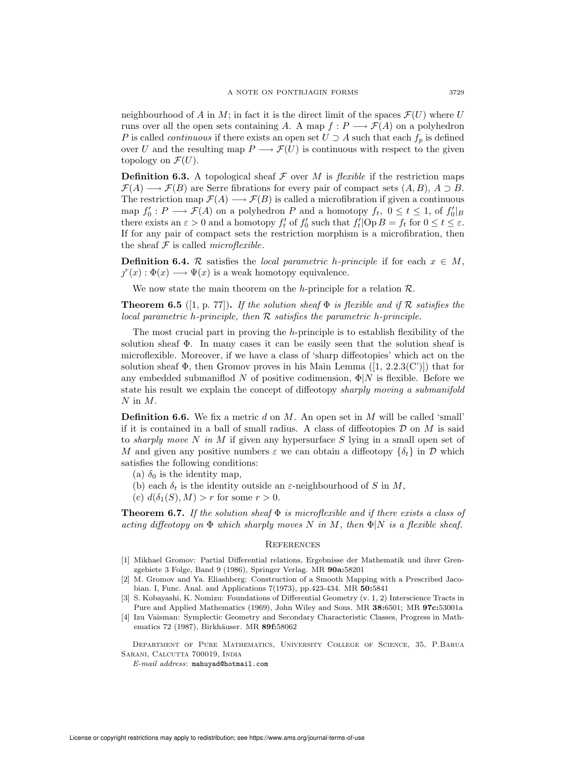neighbourhood of $A$ in $M$; in fact it is the direct limit of the spaces $\mathcal{F}(U)$ where $U$ runs over all the open sets containing $A$. A map $f : P \longrightarrow \mathcal{F}(A)$ on a polyhedron $P$ is called *continuous* if there exists an open set $U \supset A$ such that each $f_p$ is defined over $U$ and the resulting map $P \longrightarrow \mathcal{F}(U)$ is continuous with respect to the given topology on $\mathcal{F}(U)$.

**Definition 6.3.** A topological sheaf $\mathcal{F}$ over $M$ is *flexible* if the restriction maps $\mathcal{F}(A) \longrightarrow \mathcal{F}(B)$ are Serre fibrations for every pair of compact sets $(A, B)$, $A \supset B$. The restriction map $\mathcal{F}(A) \longrightarrow \mathcal{F}(B)$ is called a microfibration if given a continuous map $f'_0 : P \longrightarrow \mathcal{F}(A)$ on a polyhedron $P$ and a homotopy $f_t$, $0 \leq t \leq 1$, of $f'_0|_B$ there exists an $\varepsilon > 0$ and a homotopy $f'_t$ of $f'_0$ such that $f'_t|\text{Op}\, B = f_t$ for $0 \leq t \leq \varepsilon$. If for any pair of compact sets the restriction morphism is a microfibration, then the sheaf $\mathcal{F}$ is called *microflexible*.

**Definition 6.4.** $\mathcal{R}$ satisfies the *local parametric h-principle* if for each $x \in M$, $j^r(x) : \Phi(x) \longrightarrow \Psi(x)$ is a weak homotopy equivalence.

We now state the main theorem on the $h$-principle for a relation $\mathcal{R}$.

**Theorem 6.5** ([1, p. 77])**.** *If the solution sheaf $\Phi$ is flexible and if $\mathcal{R}$ satisfies the local parametric h-principle, then $\mathcal{R}$ satisfies the parametric h-principle.*

The most crucial part in proving the $h$-principle is to establish flexibility of the solution sheaf $\Phi$. In many cases it can be easily seen that the solution sheaf is microflexible. Moreover, if we have a class of 'sharp diffeotopies' which act on the solution sheaf $\Phi$, then Gromov proves in his Main Lemma ([1, 2.2.3(C')]) that for any embedded submaniflod $N$ of positive codimension, $\Phi|N$ is flexible. Before we state his result we explain the concept of diffeotopy *sharply moving a submanifold* $N$ in $M$.

**Definition 6.6.** We fix a metric $d$ on $M$. An open set in $M$ will be called 'small' if it is contained in a ball of small radius. A class of diffeotopies $\mathcal{D}$ on $M$ is said to *sharply move $N$ in $M$* if given any hypersurface $S$ lying in a small open set of $M$ and given any positive numbers $\varepsilon$ we can obtain a diffeotopy $\{\delta_t\}$ in $\mathcal{D}$ which satisfies the following conditions:

(a) $\delta_0$ is the identity map,

(b) each $\delta_t$ is the identity outside an $\varepsilon$-neighbourhood of $S$ in $M$,

(c) $d(\delta_1(S), M) > r$ for some $r > 0$.

**Theorem 6.7.** *If the solution sheaf $\Phi$ is microflexible and if there exists a class of acting diffeotopy on $\Phi$ which sharply moves $N$ in $M$, then $\Phi|N$ is a flexible sheaf.*

## References

[1] Mikhael Gromov: Partial Differential relations, Ergebnisse der Mathematik und ihrer Grenzgebiete 3 Folge, Band 9 (1986), Springer Verlag. MR **90a:**58201

[2] M. Gromov and Ya. Eliashberg: Construction of a Smooth Mapping with a Prescribed Jacobian. I, Func. Anal. and Applications 7(1973), pp.423-434. MR **50:**5841

[3] S. Kobayashi, K. Nomizu: Foundations of Differential Geometry (v. 1, 2) Interscience Tracts in Pure and Applied Mathematics (1969), John Wiley and Sons. MR **38:**6501; MR **97c:**53001a

[4] Izu Vaisman: Symplectic Geometry and Secondary Characteristic Classes, Progress in Mathematics 72 (1987), Birkhäuser. MR **89f:**58062

Department of Pure Mathematics, University College of Science, 35, P.Barua Sarani, Calcutta 700019, India

*E-mail address*: mahuyad@hotmail.com